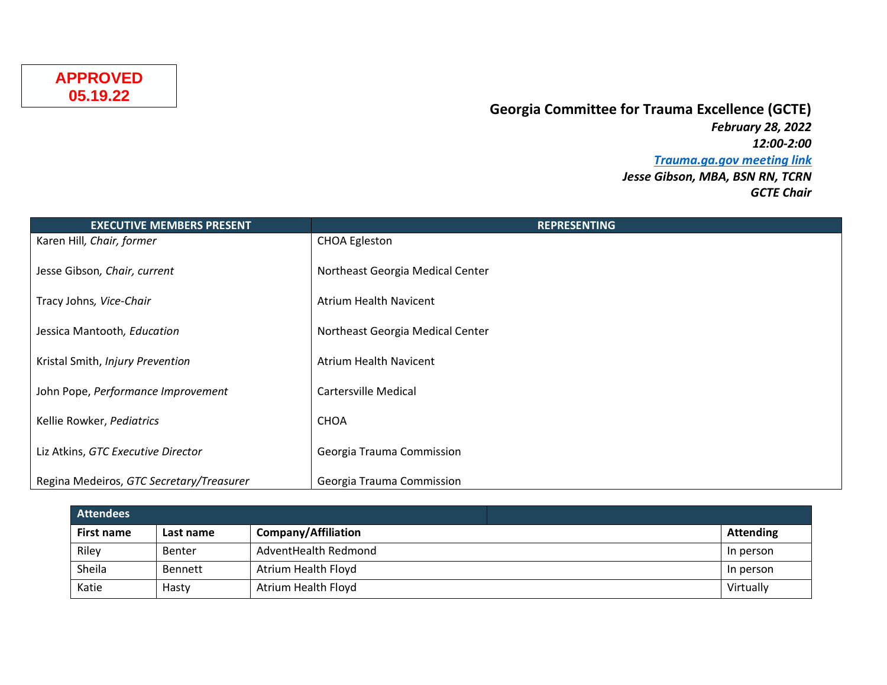**APPROVED 05.19.22**

# Georgia Committee for Trauma Excellence (GCTE)

***February 28, 2022***
***12:00-2:00***
***[Trauma.ga.gov meeting link](Trauma.ga.gov meeting link)***
***Jesse Gibson, MBA, BSN RN, TCRN***
***GCTE Chair***

| EXECUTIVE MEMBERS PRESENT | REPRESENTING |
|---|---|
| Karen Hill, *Chair, former* | CHOA Egleston |
| Jesse Gibson, *Chair, current* | Northeast Georgia Medical Center |
| Tracy Johns, *Vice-Chair* | Atrium Health Navicent |
| Jessica Mantooth, *Education* | Northeast Georgia Medical Center |
| Kristal Smith, *Injury Prevention* | Atrium Health Navicent |
| John Pope, *Performance Improvement* | Cartersville Medical |
| Kellie Rowker, *Pediatrics* | CHOA |
| Liz Atkins, *GTC Executive Director* | Georgia Trauma Commission |
| Regina Medeiros, *GTC Secretary/Treasurer* | Georgia Trauma Commission |

| Attendees | | | |
|---|---|---|---|
| **First name** | **Last name** | **Company/Affiliation** | **Attending** |
| Riley | Benter | AdventHealth Redmond | In person |
| Sheila | Bennett | Atrium Health Floyd | In person |
| Katie | Hasty | Atrium Health Floyd | Virtually |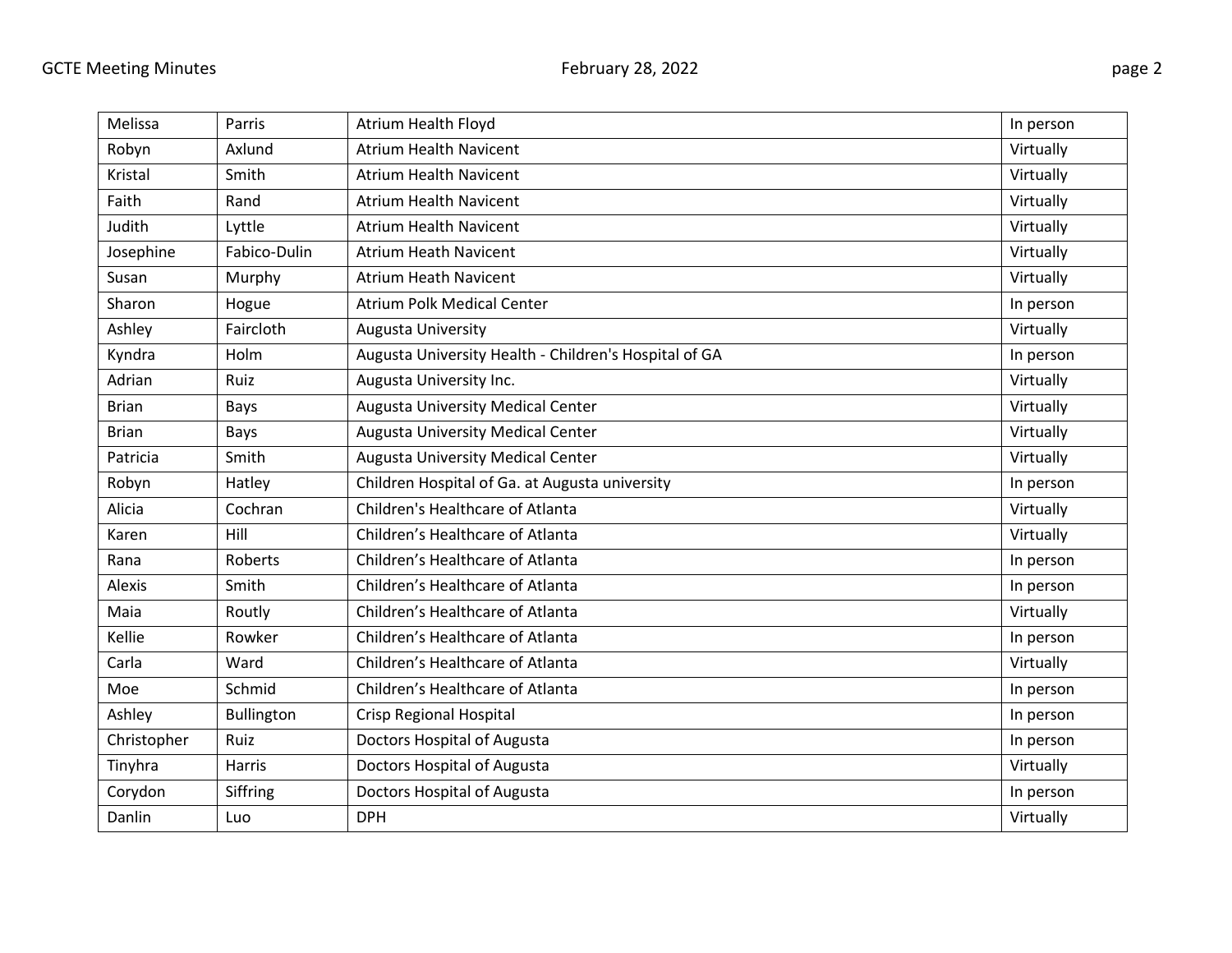| Melissa | Parris | Atrium Health Floyd | In person |
|---|---|---|---|
| Robyn | Axlund | Atrium Health Navicent | Virtually |
| Kristal | Smith | Atrium Health Navicent | Virtually |
| Faith | Rand | Atrium Health Navicent | Virtually |
| Judith | Lyttle | Atrium Health Navicent | Virtually |
| Josephine | Fabico-Dulin | Atrium Heath Navicent | Virtually |
| Susan | Murphy | Atrium Heath Navicent | Virtually |
| Sharon | Hogue | Atrium Polk Medical Center | In person |
| Ashley | Faircloth | Augusta University | Virtually |
| Kyndra | Holm | Augusta University Health - Children's Hospital of GA | In person |
| Adrian | Ruiz | Augusta University Inc. | Virtually |
| Brian | Bays | Augusta University Medical Center | Virtually |
| Brian | Bays | Augusta University Medical Center | Virtually |
| Patricia | Smith | Augusta University Medical Center | Virtually |
| Robyn | Hatley | Children Hospital of Ga. at Augusta university | In person |
| Alicia | Cochran | Children's Healthcare of Atlanta | Virtually |
| Karen | Hill | Children's Healthcare of Atlanta | Virtually |
| Rana | Roberts | Children's Healthcare of Atlanta | In person |
| Alexis | Smith | Children's Healthcare of Atlanta | In person |
| Maia | Routly | Children's Healthcare of Atlanta | Virtually |
| Kellie | Rowker | Children's Healthcare of Atlanta | In person |
| Carla | Ward | Children's Healthcare of Atlanta | Virtually |
| Moe | Schmid | Children's Healthcare of Atlanta | In person |
| Ashley | Bullington | Crisp Regional Hospital | In person |
| Christopher | Ruiz | Doctors Hospital of Augusta | In person |
| Tinyhra | Harris | Doctors Hospital of Augusta | Virtually |
| Corydon | Siffring | Doctors Hospital of Augusta | In person |
| Danlin | Luo | DPH | Virtually |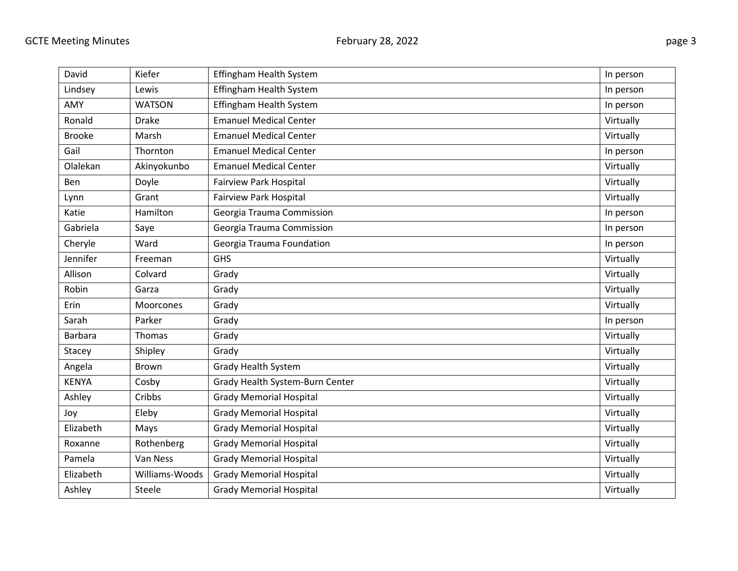| David | Kiefer | Effingham Health System | In person |
|---|---|---|---|
| Lindsey | Lewis | Effingham Health System | In person |
| AMY | WATSON | Effingham Health System | In person |
| Ronald | Drake | Emanuel Medical Center | Virtually |
| Brooke | Marsh | Emanuel Medical Center | Virtually |
| Gail | Thornton | Emanuel Medical Center | In person |
| Olalekan | Akinyokunbo | Emanuel Medical Center | Virtually |
| Ben | Doyle | Fairview Park Hospital | Virtually |
| Lynn | Grant | Fairview Park Hospital | Virtually |
| Katie | Hamilton | Georgia Trauma Commission | In person |
| Gabriela | Saye | Georgia Trauma Commission | In person |
| Cheryle | Ward | Georgia Trauma Foundation | In person |
| Jennifer | Freeman | GHS | Virtually |
| Allison | Colvard | Grady | Virtually |
| Robin | Garza | Grady | Virtually |
| Erin | Moorcones | Grady | Virtually |
| Sarah | Parker | Grady | In person |
| Barbara | Thomas | Grady | Virtually |
| Stacey | Shipley | Grady | Virtually |
| Angela | Brown | Grady Health System | Virtually |
| KENYA | Cosby | Grady Health System-Burn Center | Virtually |
| Ashley | Cribbs | Grady Memorial Hospital | Virtually |
| Joy | Eleby | Grady Memorial Hospital | Virtually |
| Elizabeth | Mays | Grady Memorial Hospital | Virtually |
| Roxanne | Rothenberg | Grady Memorial Hospital | Virtually |
| Pamela | Van Ness | Grady Memorial Hospital | Virtually |
| Elizabeth | Williams-Woods | Grady Memorial Hospital | Virtually |
| Ashley | Steele | Grady Memorial Hospital | Virtually |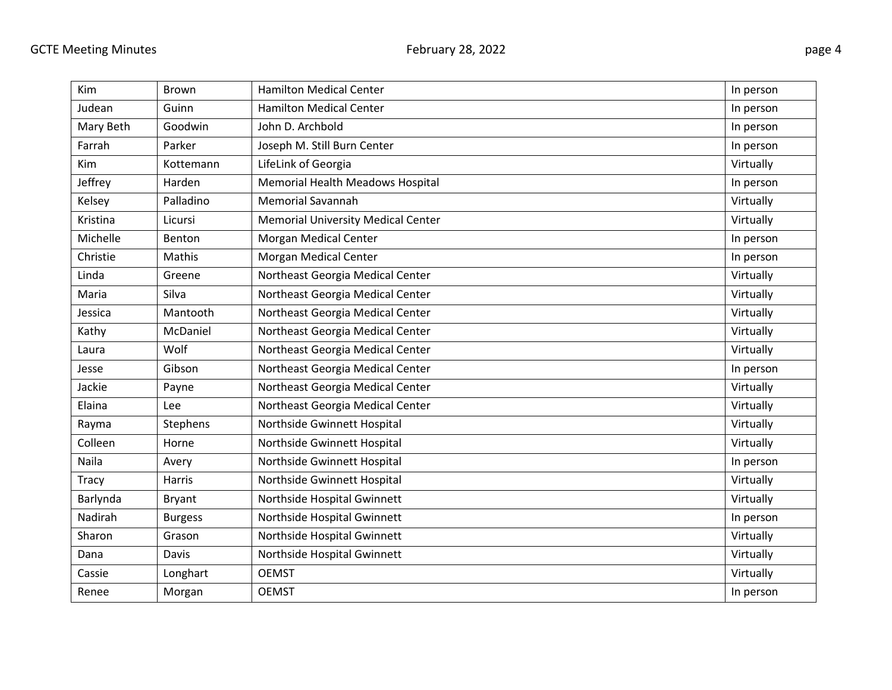| Kim | Brown | Hamilton Medical Center | In person |
|---|---|---|---|
| Judean | Guinn | Hamilton Medical Center | In person |
| Mary Beth | Goodwin | John D. Archbold | In person |
| Farrah | Parker | Joseph M. Still Burn Center | In person |
| Kim | Kottemann | LifeLink of Georgia | Virtually |
| Jeffrey | Harden | Memorial Health Meadows Hospital | In person |
| Kelsey | Palladino | Memorial Savannah | Virtually |
| Kristina | Licursi | Memorial University Medical Center | Virtually |
| Michelle | Benton | Morgan Medical Center | In person |
| Christie | Mathis | Morgan Medical Center | In person |
| Linda | Greene | Northeast Georgia Medical Center | Virtually |
| Maria | Silva | Northeast Georgia Medical Center | Virtually |
| Jessica | Mantooth | Northeast Georgia Medical Center | Virtually |
| Kathy | McDaniel | Northeast Georgia Medical Center | Virtually |
| Laura | Wolf | Northeast Georgia Medical Center | Virtually |
| Jesse | Gibson | Northeast Georgia Medical Center | In person |
| Jackie | Payne | Northeast Georgia Medical Center | Virtually |
| Elaina | Lee | Northeast Georgia Medical Center | Virtually |
| Rayma | Stephens | Northside Gwinnett Hospital | Virtually |
| Colleen | Horne | Northside Gwinnett Hospital | Virtually |
| Naila | Avery | Northside Gwinnett Hospital | In person |
| Tracy | Harris | Northside Gwinnett Hospital | Virtually |
| Barlynda | Bryant | Northside Hospital Gwinnett | Virtually |
| Nadirah | Burgess | Northside Hospital Gwinnett | In person |
| Sharon | Grason | Northside Hospital Gwinnett | Virtually |
| Dana | Davis | Northside Hospital Gwinnett | Virtually |
| Cassie | Longhart | OEMST | Virtually |
| Renee | Morgan | OEMST | In person |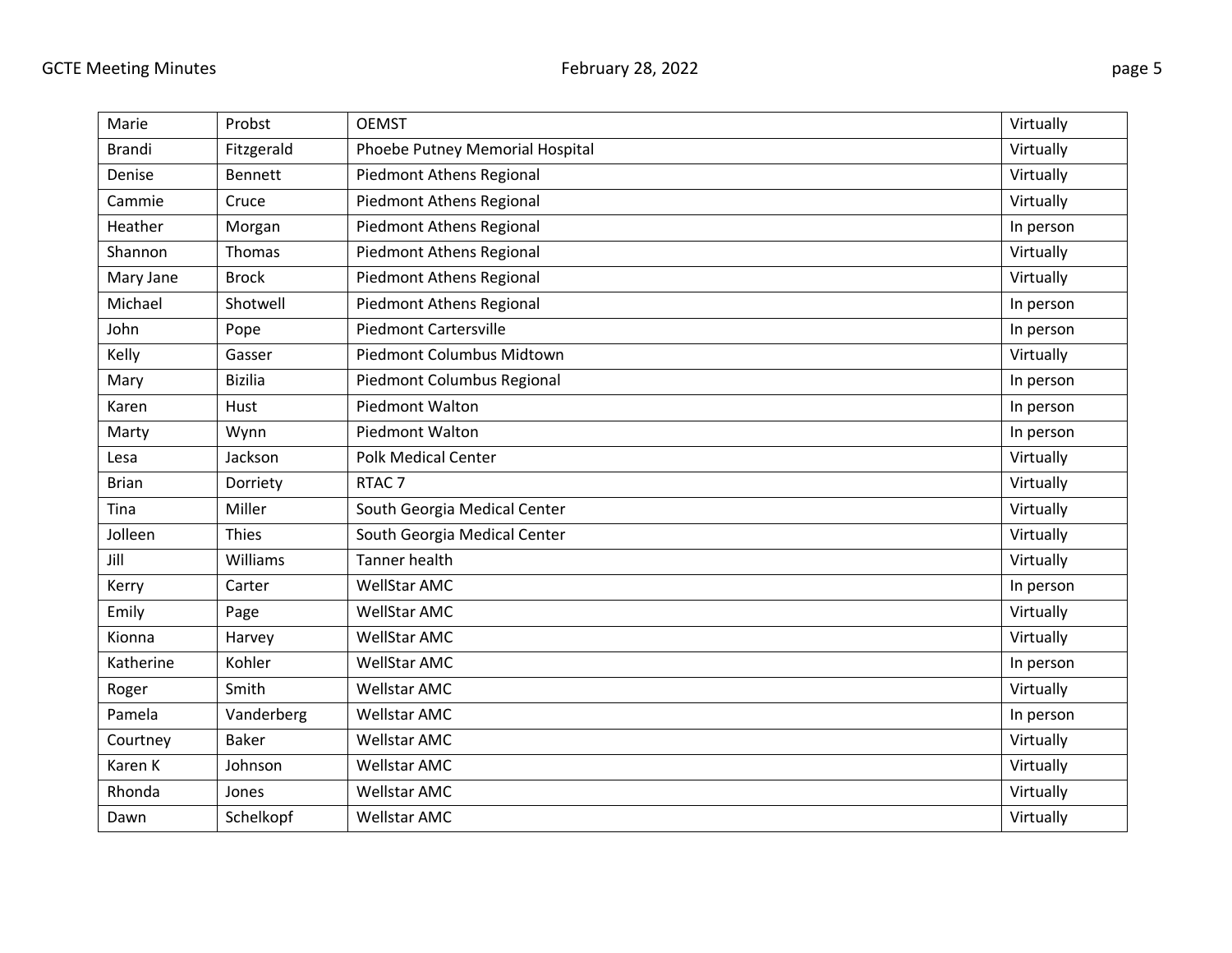| Marie | Probst | OEMST | Virtually |
|---|---|---|---|
| Brandi | Fitzgerald | Phoebe Putney Memorial Hospital | Virtually |
| Denise | Bennett | Piedmont Athens Regional | Virtually |
| Cammie | Cruce | Piedmont Athens Regional | Virtually |
| Heather | Morgan | Piedmont Athens Regional | In person |
| Shannon | Thomas | Piedmont Athens Regional | Virtually |
| Mary Jane | Brock | Piedmont Athens Regional | Virtually |
| Michael | Shotwell | Piedmont Athens Regional | In person |
| John | Pope | Piedmont Cartersville | In person |
| Kelly | Gasser | Piedmont Columbus Midtown | Virtually |
| Mary | Bizilia | Piedmont Columbus Regional | In person |
| Karen | Hust | Piedmont Walton | In person |
| Marty | Wynn | Piedmont Walton | In person |
| Lesa | Jackson | Polk Medical Center | Virtually |
| Brian | Dorriety | RTAC 7 | Virtually |
| Tina | Miller | South Georgia Medical Center | Virtually |
| Jolleen | Thies | South Georgia Medical Center | Virtually |
| Jill | Williams | Tanner health | Virtually |
| Kerry | Carter | WellStar AMC | In person |
| Emily | Page | WellStar AMC | Virtually |
| Kionna | Harvey | WellStar AMC | Virtually |
| Katherine | Kohler | WellStar AMC | In person |
| Roger | Smith | Wellstar AMC | Virtually |
| Pamela | Vanderberg | Wellstar AMC | In person |
| Courtney | Baker | Wellstar AMC | Virtually |
| Karen K | Johnson | Wellstar AMC | Virtually |
| Rhonda | Jones | Wellstar AMC | Virtually |
| Dawn | Schelkopf | Wellstar AMC | Virtually |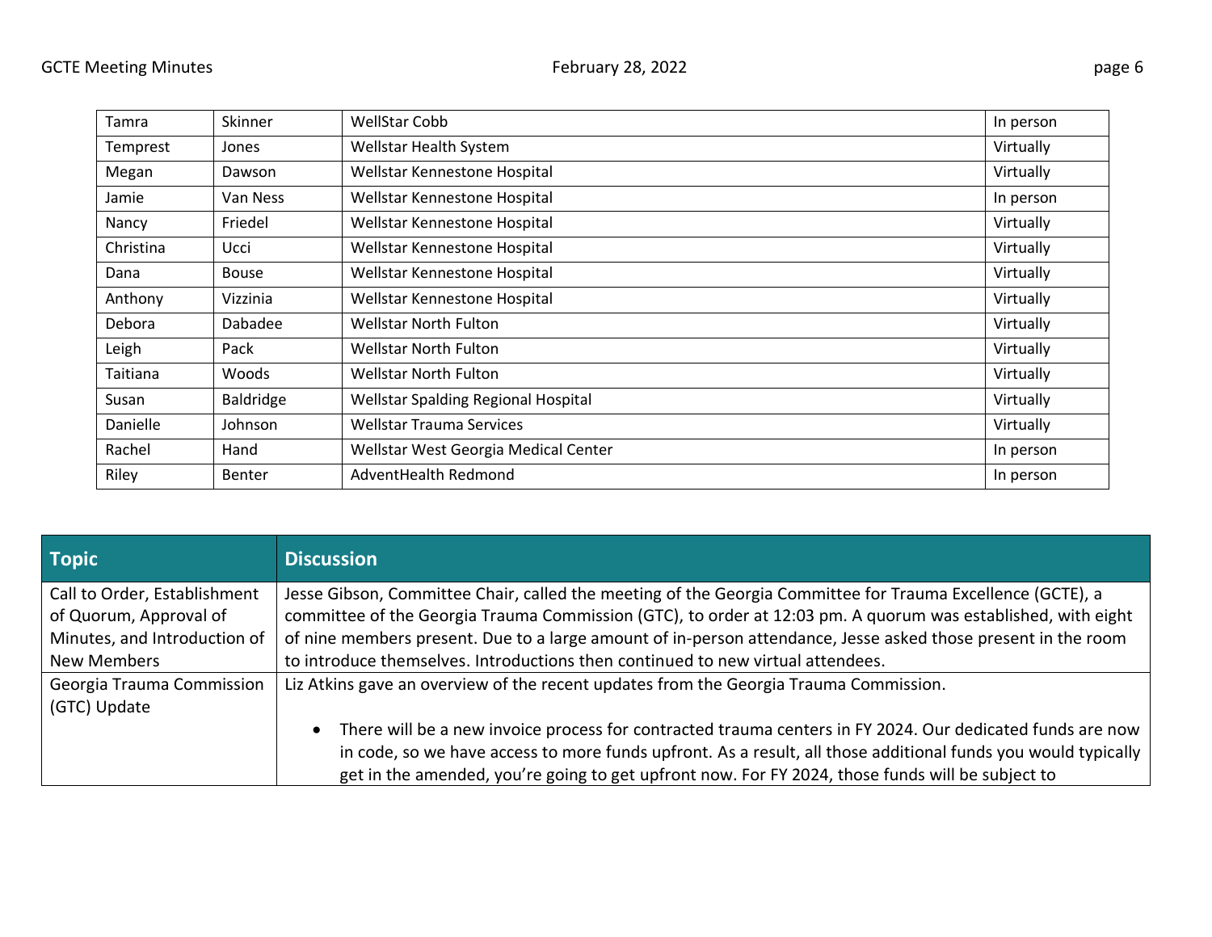| Tamra | Skinner | WellStar Cobb | In person |
|---|---|---|---|
| Temprest | Jones | Wellstar Health System | Virtually |
| Megan | Dawson | Wellstar Kennestone Hospital | Virtually |
| Jamie | Van Ness | Wellstar Kennestone Hospital | In person |
| Nancy | Friedel | Wellstar Kennestone Hospital | Virtually |
| Christina | Ucci | Wellstar Kennestone Hospital | Virtually |
| Dana | Bouse | Wellstar Kennestone Hospital | Virtually |
| Anthony | Vizzinia | Wellstar Kennestone Hospital | Virtually |
| Debora | Dabadee | Wellstar North Fulton | Virtually |
| Leigh | Pack | Wellstar North Fulton | Virtually |
| Taitiana | Woods | Wellstar North Fulton | Virtually |
| Susan | Baldridge | Wellstar Spalding Regional Hospital | Virtually |
| Danielle | Johnson | Wellstar Trauma Services | Virtually |
| Rachel | Hand | Wellstar West Georgia Medical Center | In person |
| Riley | Benter | AdventHealth Redmond | In person |

| Topic | Discussion |
|---|---|
| Call to Order, Establishment of Quorum, Approval of Minutes, and Introduction of New Members | Jesse Gibson, Committee Chair, called the meeting of the Georgia Committee for Trauma Excellence (GCTE), a committee of the Georgia Trauma Commission (GTC), to order at 12:03 pm. A quorum was established, with eight of nine members present. Due to a large amount of in-person attendance, Jesse asked those present in the room to introduce themselves. Introductions then continued to new virtual attendees. |
| Georgia Trauma Commission (GTC) Update | Liz Atkins gave an overview of the recent updates from the Georgia Trauma Commission.<br><br>• There will be a new invoice process for contracted trauma centers in FY 2024. Our dedicated funds are now in code, so we have access to more funds upfront. As a result, all those additional funds you would typically get in the amended, you're going to get upfront now. For FY 2024, those funds will be subject to |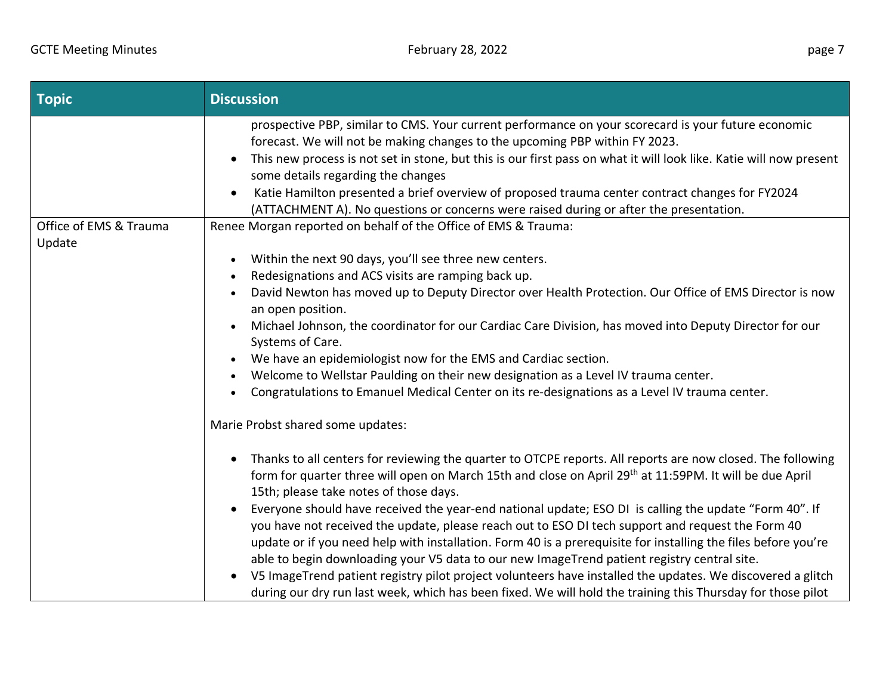| Topic | Discussion |
| --- | --- |
| | prospective PBP, similar to CMS. Your current performance on your scorecard is your future economic forecast. We will not be making changes to the upcoming PBP within FY 2023.<br>• This new process is not set in stone, but this is our first pass on what it will look like. Katie will now present some details regarding the changes<br>• Katie Hamilton presented a brief overview of proposed trauma center contract changes for FY2024 (ATTACHMENT A). No questions or concerns were raised during or after the presentation. |
| Office of EMS & Trauma Update | Renee Morgan reported on behalf of the Office of EMS & Trauma:<br><br>• Within the next 90 days, you'll see three new centers.<br>• Redesignations and ACS visits are ramping back up.<br>• David Newton has moved up to Deputy Director over Health Protection. Our Office of EMS Director is now an open position.<br>• Michael Johnson, the coordinator for our Cardiac Care Division, has moved into Deputy Director for our Systems of Care.<br>• We have an epidemiologist now for the EMS and Cardiac section.<br>• Welcome to Wellstar Paulding on their new designation as a Level IV trauma center.<br>• Congratulations to Emanuel Medical Center on its re-designations as a Level IV trauma center.<br><br>Marie Probst shared some updates:<br><br>• Thanks to all centers for reviewing the quarter to OTCPE reports. All reports are now closed. The following form for quarter three will open on March 15th and close on April 29th at 11:59PM. It will be due April 15th; please take notes of those days.<br>• Everyone should have received the year-end national update; ESO DI is calling the update "Form 40". If you have not received the update, please reach out to ESO DI tech support and request the Form 40 update or if you need help with installation. Form 40 is a prerequisite for installing the files before you're able to begin downloading your V5 data to our new ImageTrend patient registry central site.<br>• V5 ImageTrend patient registry pilot project volunteers have installed the updates. We discovered a glitch during our dry run last week, which has been fixed. We will hold the training this Thursday for those pilot |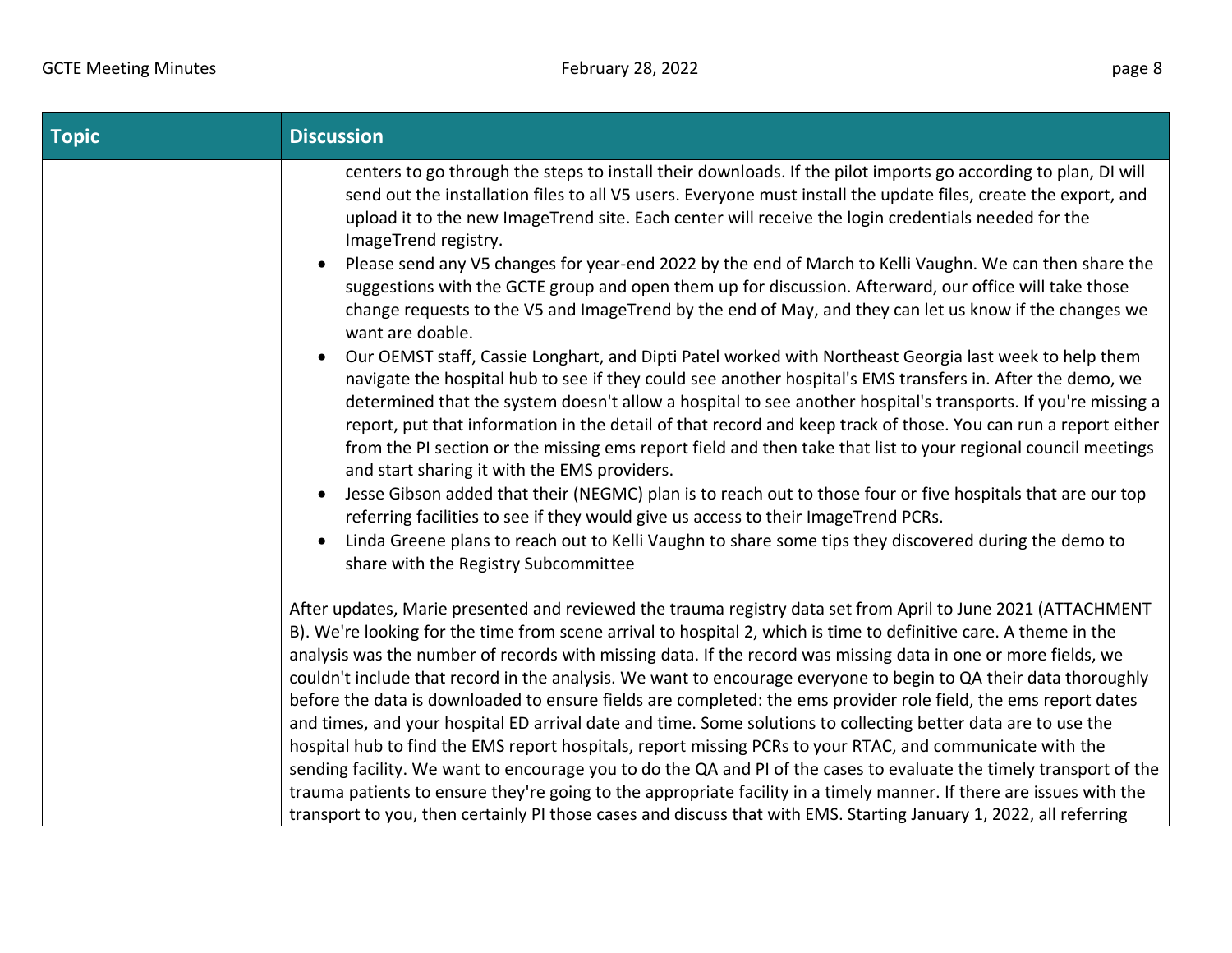| Topic | Discussion |
|---|---|
| | centers to go through the steps to install their downloads. If the pilot imports go according to plan, DI will send out the installation files to all V5 users. Everyone must install the update files, create the export, and upload it to the new ImageTrend site. Each center will receive the login credentials needed for the ImageTrend registry.<br>• Please send any V5 changes for year-end 2022 by the end of March to Kelli Vaughn. We can then share the suggestions with the GCTE group and open them up for discussion. Afterward, our office will take those change requests to the V5 and ImageTrend by the end of May, and they can let us know if the changes we want are doable.<br>• Our OEMST staff, Cassie Longhart, and Dipti Patel worked with Northeast Georgia last week to help them navigate the hospital hub to see if they could see another hospital's EMS transfers in. After the demo, we determined that the system doesn't allow a hospital to see another hospital's transports. If you're missing a report, put that information in the detail of that record and keep track of those. You can run a report either from the PI section or the missing ems report field and then take that list to your regional council meetings and start sharing it with the EMS providers.<br>• Jesse Gibson added that their (NEGMC) plan is to reach out to those four or five hospitals that are our top referring facilities to see if they would give us access to their ImageTrend PCRs.<br>• Linda Greene plans to reach out to Kelli Vaughn to share some tips they discovered during the demo to share with the Registry Subcommittee<br><br>After updates, Marie presented and reviewed the trauma registry data set from April to June 2021 (ATTACHMENT B). We're looking for the time from scene arrival to hospital 2, which is time to definitive care. A theme in the analysis was the number of records with missing data. If the record was missing data in one or more fields, we couldn't include that record in the analysis. We want to encourage everyone to begin to QA their data thoroughly before the data is downloaded to ensure fields are completed: the ems provider role field, the ems report dates and times, and your hospital ED arrival date and time. Some solutions to collecting better data are to use the hospital hub to find the EMS report hospitals, report missing PCRs to your RTAC, and communicate with the sending facility. We want to encourage you to do the QA and PI of the cases to evaluate the timely transport of the trauma patients to ensure they're going to the appropriate facility in a timely manner. If there are issues with the transport to you, then certainly PI those cases and discuss that with EMS. Starting January 1, 2022, all referring |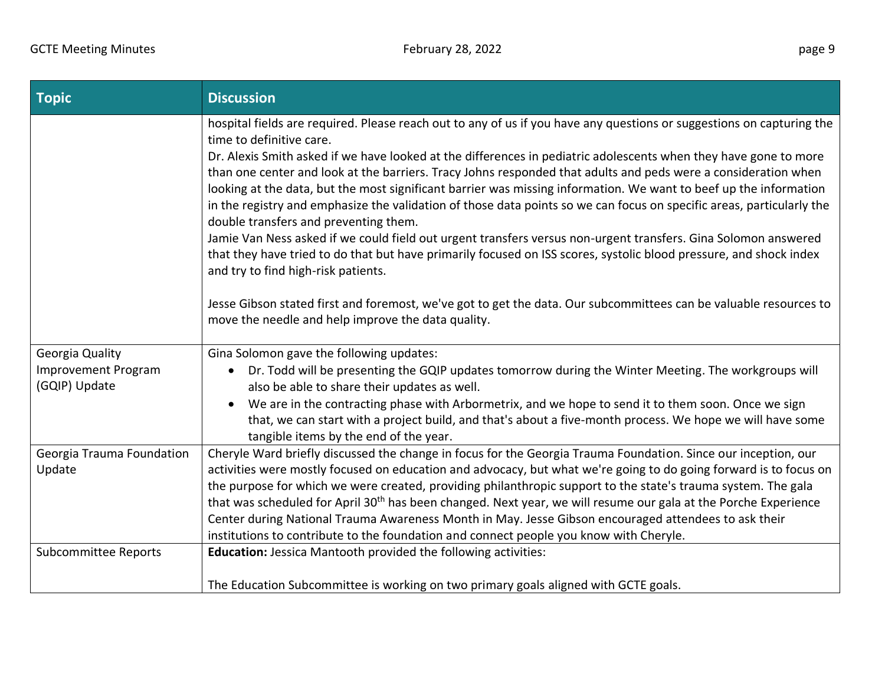| Topic | Discussion |
|---|---|
| | hospital fields are required. Please reach out to any of us if you have any questions or suggestions on capturing the time to definitive care.<br>Dr. Alexis Smith asked if we have looked at the differences in pediatric adolescents when they have gone to more than one center and look at the barriers. Tracy Johns responded that adults and peds were a consideration when looking at the data, but the most significant barrier was missing information. We want to beef up the information in the registry and emphasize the validation of those data points so we can focus on specific areas, particularly the double transfers and preventing them.<br>Jamie Van Ness asked if we could field out urgent transfers versus non-urgent transfers. Gina Solomon answered that they have tried to do that but have primarily focused on ISS scores, systolic blood pressure, and shock index and try to find high-risk patients.<br><br>Jesse Gibson stated first and foremost, we've got to get the data. Our subcommittees can be valuable resources to move the needle and help improve the data quality. |
| Georgia Quality Improvement Program (GQIP) Update | Gina Solomon gave the following updates:<br>• Dr. Todd will be presenting the GQIP updates tomorrow during the Winter Meeting. The workgroups will also be able to share their updates as well.<br>• We are in the contracting phase with Arbormetrix, and we hope to send it to them soon. Once we sign that, we can start with a project build, and that's about a five-month process. We hope we will have some tangible items by the end of the year. |
| Georgia Trauma Foundation Update | Cheryle Ward briefly discussed the change in focus for the Georgia Trauma Foundation. Since our inception, our activities were mostly focused on education and advocacy, but what we're going to do going forward is to focus on the purpose for which we were created, providing philanthropic support to the state's trauma system. The gala that was scheduled for April 30th has been changed. Next year, we will resume our gala at the Porche Experience Center during National Trauma Awareness Month in May. Jesse Gibson encouraged attendees to ask their institutions to contribute to the foundation and connect people you know with Cheryle. |
| Subcommittee Reports | **Education:** Jessica Mantooth provided the following activities:<br><br>The Education Subcommittee is working on two primary goals aligned with GCTE goals. |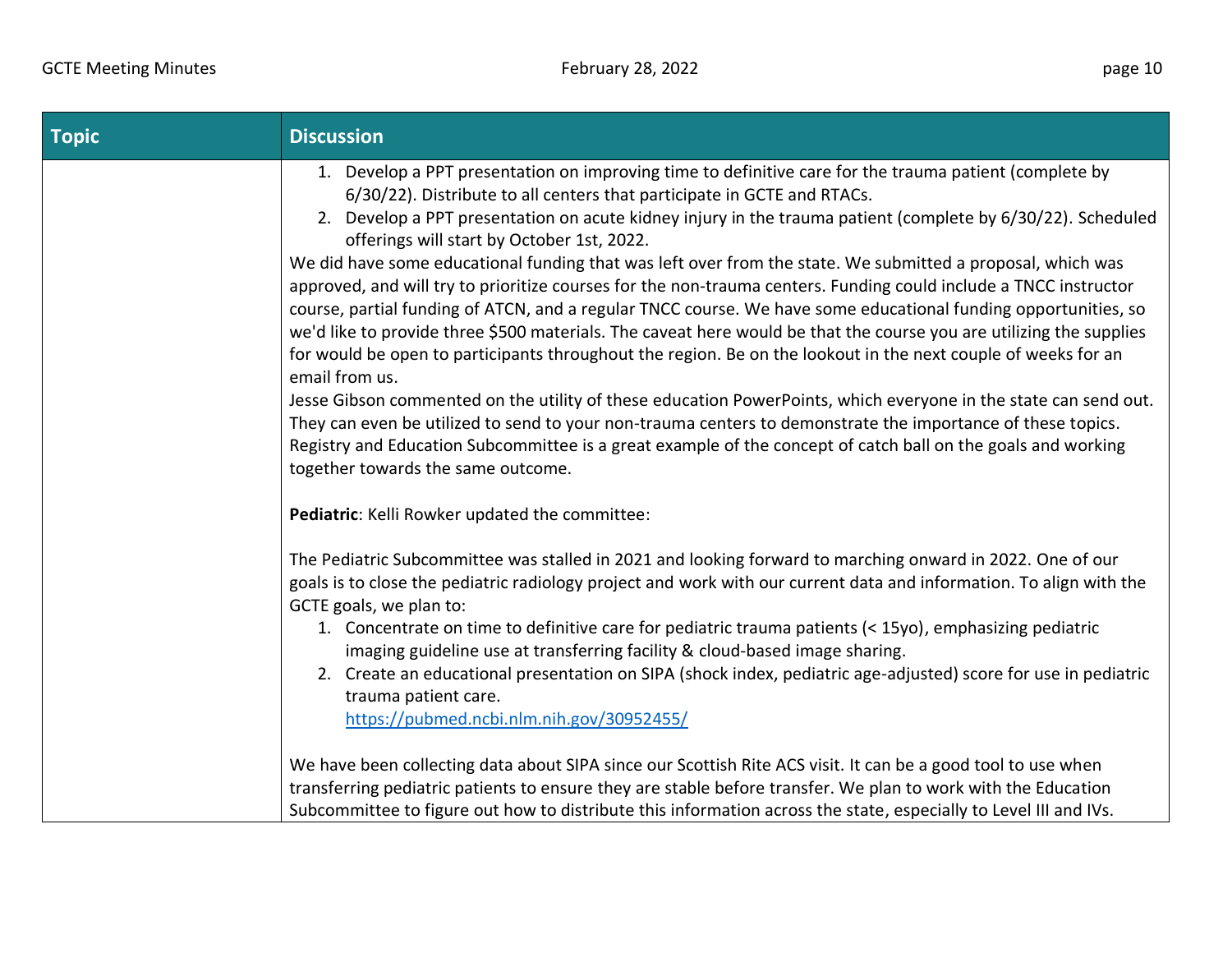| Topic | Discussion |
| --- | --- |
| | 1. Develop a PPT presentation on improving time to definitive care for the trauma patient (complete by 6/30/22). Distribute to all centers that participate in GCTE and RTACs.<br>2. Develop a PPT presentation on acute kidney injury in the trauma patient (complete by 6/30/22). Scheduled offerings will start by October 1st, 2022.<br>We did have some educational funding that was left over from the state. We submitted a proposal, which was approved, and will try to prioritize courses for the non-trauma centers. Funding could include a TNCC instructor course, partial funding of ATCN, and a regular TNCC course. We have some educational funding opportunities, so we'd like to provide three $500 materials. The caveat here would be that the course you are utilizing the supplies for would be open to participants throughout the region. Be on the lookout in the next couple of weeks for an email from us.<br>Jesse Gibson commented on the utility of these education PowerPoints, which everyone in the state can send out. They can even be utilized to send to your non-trauma centers to demonstrate the importance of these topics. Registry and Education Subcommittee is a great example of the concept of catch ball on the goals and working together towards the same outcome.<br><br>**Pediatric**: Kelli Rowker updated the committee:<br><br>The Pediatric Subcommittee was stalled in 2021 and looking forward to marching onward in 2022. One of our goals is to close the pediatric radiology project and work with our current data and information. To align with the GCTE goals, we plan to:<br>1. Concentrate on time to definitive care for pediatric trauma patients (< 15yo), emphasizing pediatric imaging guideline use at transferring facility & cloud-based image sharing.<br>2. Create an educational presentation on SIPA (shock index, pediatric age-adjusted) score for use in pediatric trauma patient care.<br>https://pubmed.ncbi.nlm.nih.gov/30952455/<br><br>We have been collecting data about SIPA since our Scottish Rite ACS visit. It can be a good tool to use when transferring pediatric patients to ensure they are stable before transfer. We plan to work with the Education Subcommittee to figure out how to distribute this information across the state, especially to Level III and IVs. |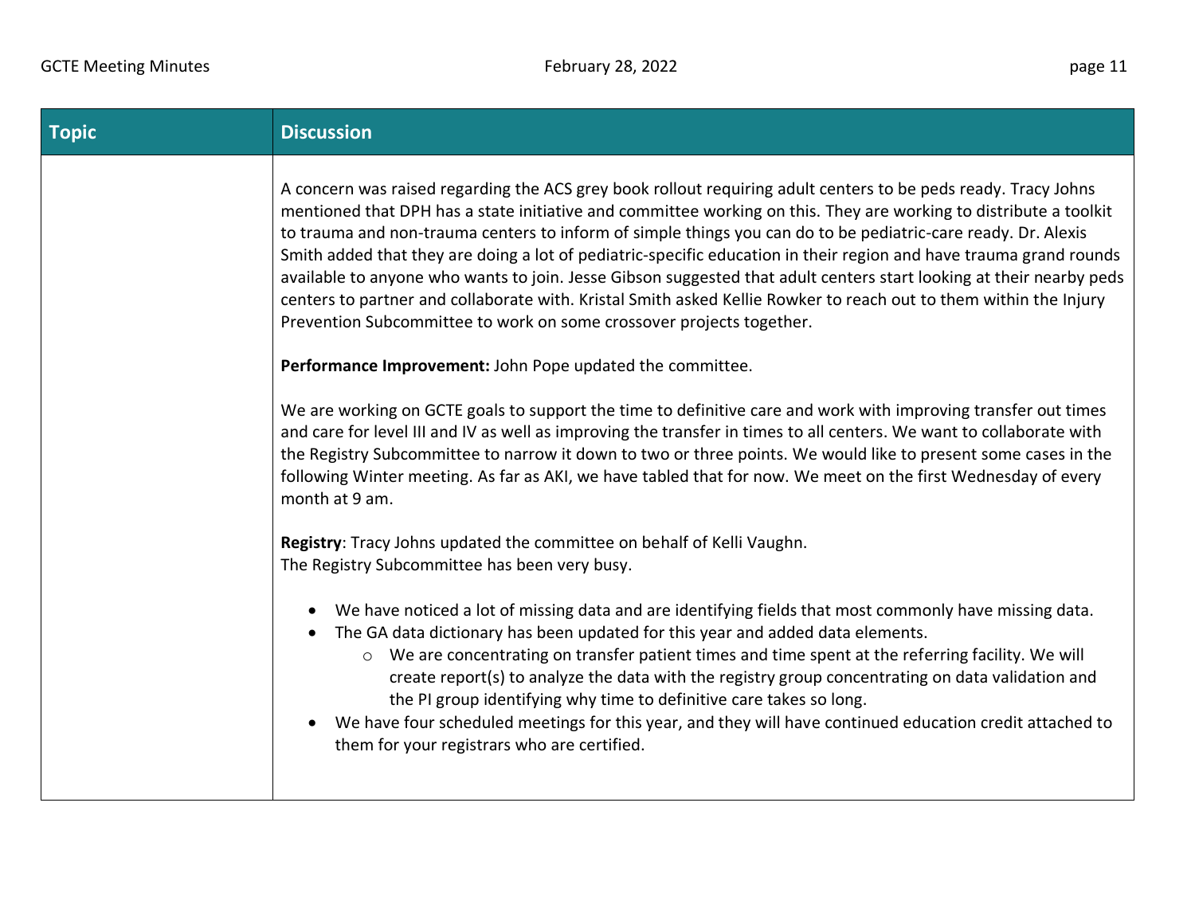| Topic | Discussion |
| --- | --- |
| | A concern was raised regarding the ACS grey book rollout requiring adult centers to be peds ready. Tracy Johns mentioned that DPH has a state initiative and committee working on this. They are working to distribute a toolkit to trauma and non-trauma centers to inform of simple things you can do to be pediatric-care ready. Dr. Alexis Smith added that they are doing a lot of pediatric-specific education in their region and have trauma grand rounds available to anyone who wants to join. Jesse Gibson suggested that adult centers start looking at their nearby peds centers to partner and collaborate with. Kristal Smith asked Kellie Rowker to reach out to them within the Injury Prevention Subcommittee to work on some crossover projects together.<br><br>**Performance Improvement:** John Pope updated the committee.<br><br>We are working on GCTE goals to support the time to definitive care and work with improving transfer out times and care for level III and IV as well as improving the transfer in times to all centers. We want to collaborate with the Registry Subcommittee to narrow it down to two or three points. We would like to present some cases in the following Winter meeting. As far as AKI, we have tabled that for now. We meet on the first Wednesday of every month at 9 am.<br><br>**Registry**: Tracy Johns updated the committee on behalf of Kelli Vaughn.<br>The Registry Subcommittee has been very busy.<br><br>• We have noticed a lot of missing data and are identifying fields that most commonly have missing data.<br>• The GA data dictionary has been updated for this year and added data elements.<br>&nbsp;&nbsp;&nbsp;&nbsp;○ We are concentrating on transfer patient times and time spent at the referring facility. We will create report(s) to analyze the data with the registry group concentrating on data validation and the PI group identifying why time to definitive care takes so long.<br>• We have four scheduled meetings for this year, and they will have continued education credit attached to them for your registrars who are certified. |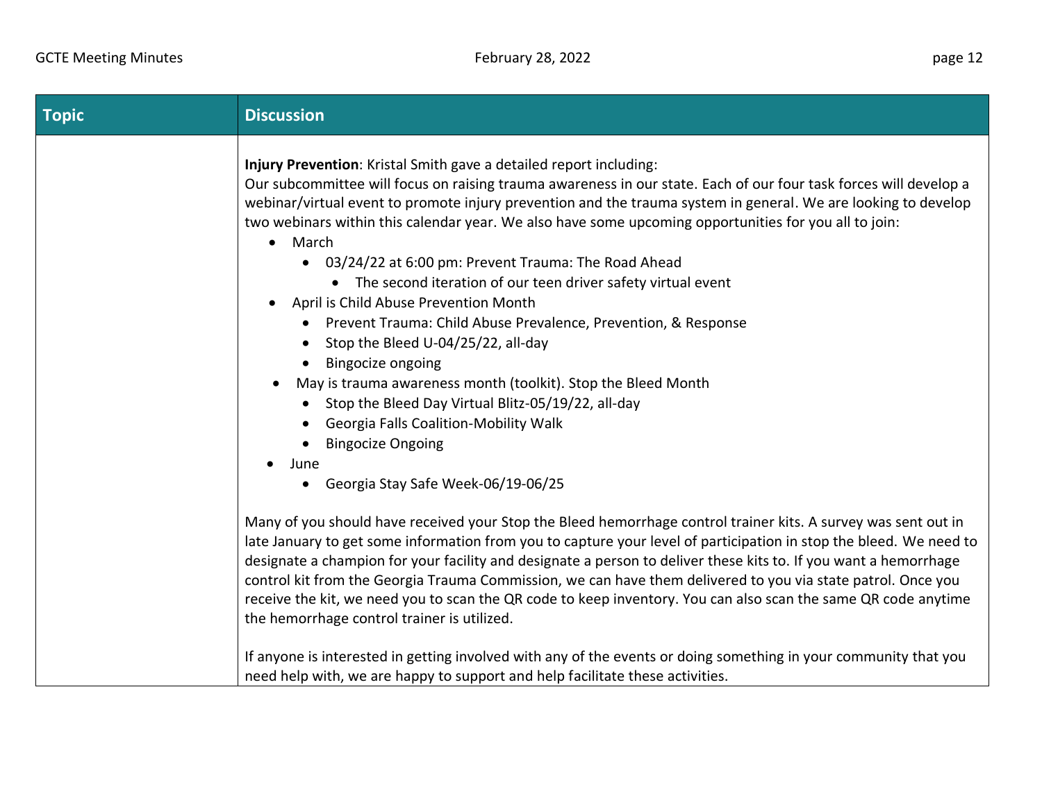| Topic | Discussion |
|---|---|
| | **Injury Prevention**: Kristal Smith gave a detailed report including:<br>Our subcommittee will focus on raising trauma awareness in our state. Each of our four task forces will develop a webinar/virtual event to promote injury prevention and the trauma system in general. We are looking to develop two webinars within this calendar year. We also have some upcoming opportunities for you all to join:<br>• March<br>&nbsp;&nbsp;&nbsp;&nbsp;• 03/24/22 at 6:00 pm: Prevent Trauma: The Road Ahead<br>&nbsp;&nbsp;&nbsp;&nbsp;&nbsp;&nbsp;&nbsp;&nbsp;• The second iteration of our teen driver safety virtual event<br>• April is Child Abuse Prevention Month<br>&nbsp;&nbsp;&nbsp;&nbsp;• Prevent Trauma: Child Abuse Prevalence, Prevention, & Response<br>&nbsp;&nbsp;&nbsp;&nbsp;• Stop the Bleed U-04/25/22, all-day<br>&nbsp;&nbsp;&nbsp;&nbsp;• Bingocize ongoing<br>• May is trauma awareness month (toolkit). Stop the Bleed Month<br>&nbsp;&nbsp;&nbsp;&nbsp;• Stop the Bleed Day Virtual Blitz-05/19/22, all-day<br>&nbsp;&nbsp;&nbsp;&nbsp;• Georgia Falls Coalition-Mobility Walk<br>&nbsp;&nbsp;&nbsp;&nbsp;• Bingocize Ongoing<br>• June<br>&nbsp;&nbsp;&nbsp;&nbsp;• Georgia Stay Safe Week-06/19-06/25<br><br>Many of you should have received your Stop the Bleed hemorrhage control trainer kits. A survey was sent out in late January to get some information from you to capture your level of participation in stop the bleed. We need to designate a champion for your facility and designate a person to deliver these kits to. If you want a hemorrhage control kit from the Georgia Trauma Commission, we can have them delivered to you via state patrol. Once you receive the kit, we need you to scan the QR code to keep inventory. You can also scan the same QR code anytime the hemorrhage control trainer is utilized.<br><br>If anyone is interested in getting involved with any of the events or doing something in your community that you need help with, we are happy to support and help facilitate these activities. |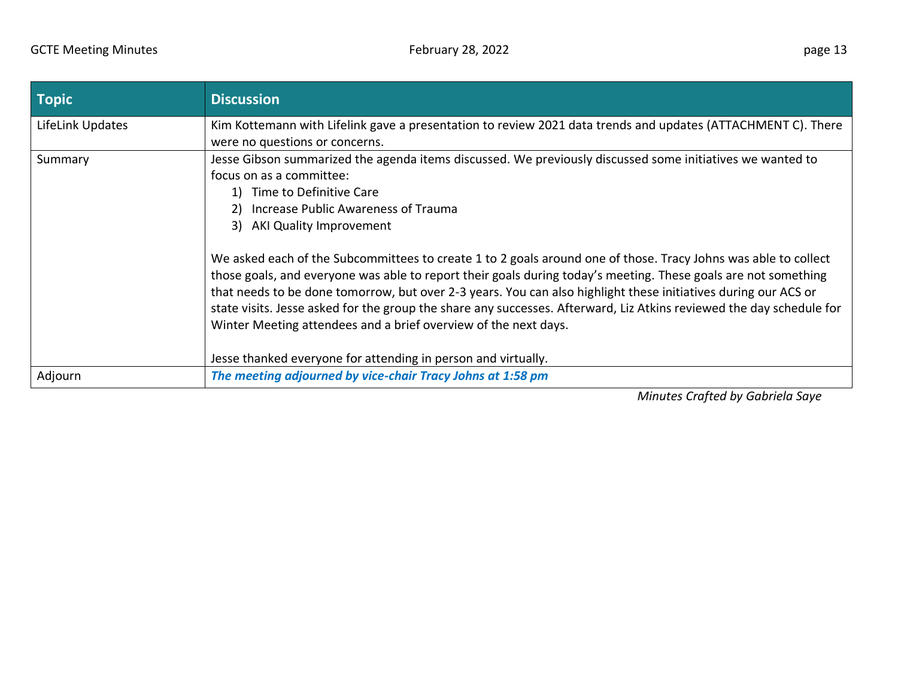| Topic | Discussion |
|---|---|
| LifeLink Updates | Kim Kottemann with Lifelink gave a presentation to review 2021 data trends and updates (ATTACHMENT C). There were no questions or concerns. |
| Summary | Jesse Gibson summarized the agenda items discussed. We previously discussed some initiatives we wanted to focus on as a committee:<br>1) Time to Definitive Care<br>2) Increase Public Awareness of Trauma<br>3) AKI Quality Improvement<br><br>We asked each of the Subcommittees to create 1 to 2 goals around one of those. Tracy Johns was able to collect those goals, and everyone was able to report their goals during today's meeting. These goals are not something that needs to be done tomorrow, but over 2-3 years. You can also highlight these initiatives during our ACS or state visits. Jesse asked for the group the share any successes. Afterward, Liz Atkins reviewed the day schedule for Winter Meeting attendees and a brief overview of the next days.<br><br>Jesse thanked everyone for attending in person and virtually. |
| Adjourn | ***The meeting adjourned by vice-chair Tracy Johns at 1:58 pm*** |

*Minutes Crafted by Gabriela Saye*